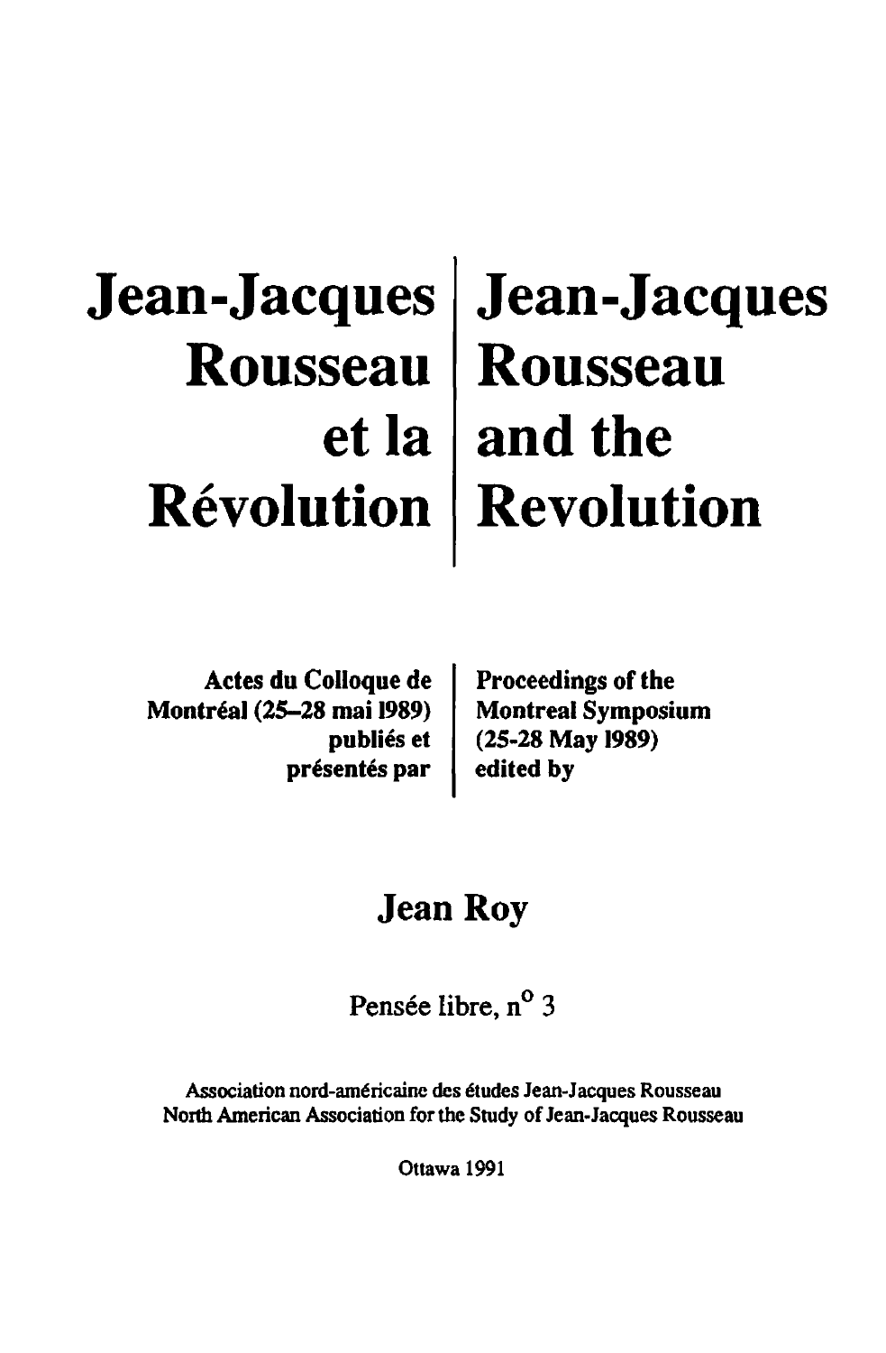# Jean-Jacques Rousseau et la Révolution

# Jean-Jacques Rousseau and the Revolution

Actes du Colloque de Montréal (25–28 mai 1989) publiés et présentés par

Proceedings of the Montreal Symposium (25-28 May 1989) edited by

## Jean Roy

Pensée libre, n° 3

Association nord-américaine des études Jean-Jacques Rousseau
North American Association for the Study of Jean-Jacques Rousseau

Ottawa 1991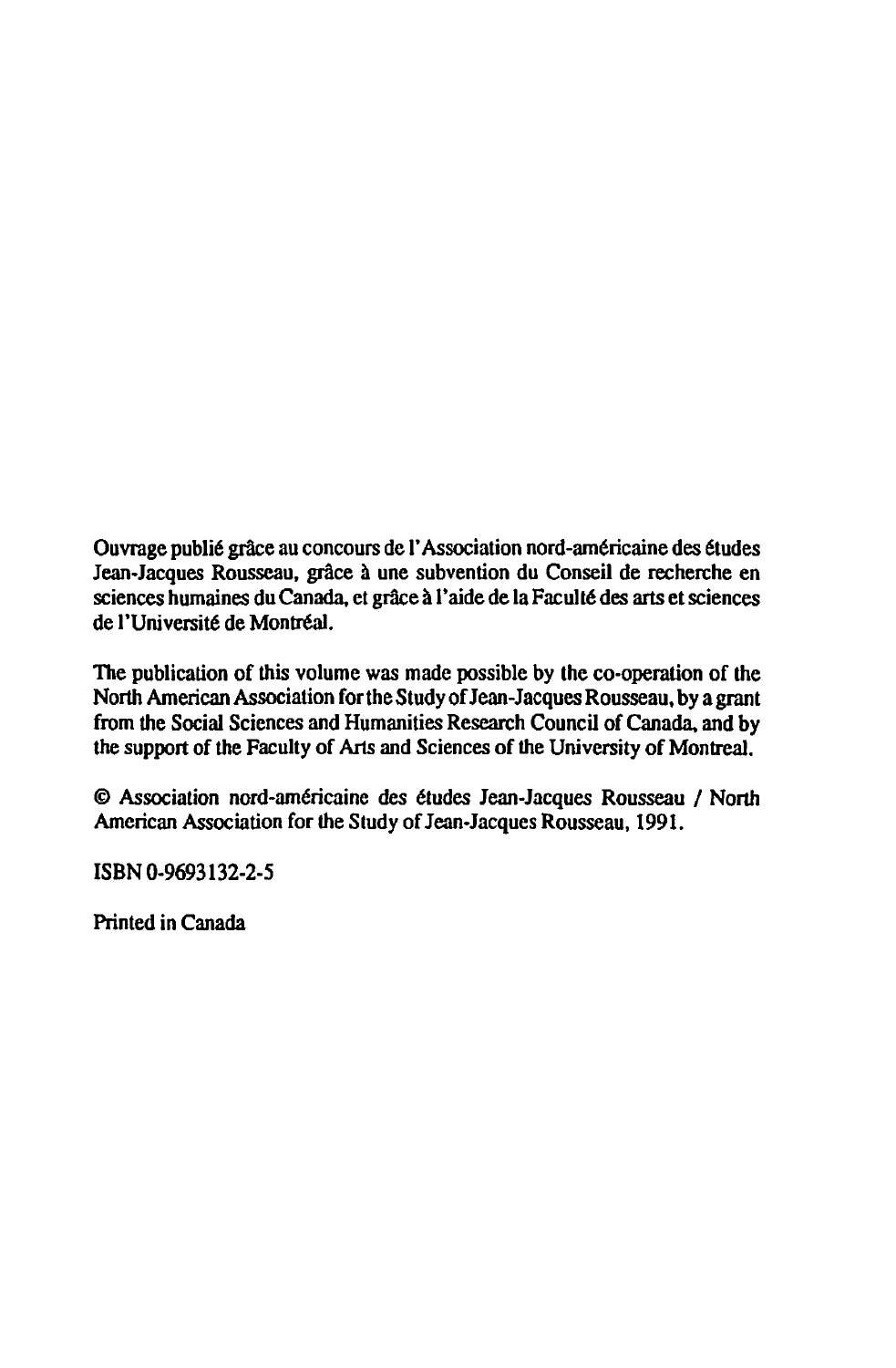Ouvrage publié grâce au concours de l'Association nord-américaine des études Jean-Jacques Rousseau, grâce à une subvention du Conseil de recherche en sciences humaines du Canada, et grâce à l'aide de la Faculté des arts et sciences de l'Université de Montréal.

The publication of this volume was made possible by the co-operation of the North American Association for the Study of Jean-Jacques Rousseau, by a grant from the Social Sciences and Humanities Research Council of Canada, and by the support of the Faculty of Arts and Sciences of the University of Montreal.

© Association nord-américaine des études Jean-Jacques Rousseau / North American Association for the Study of Jean-Jacques Rousseau, 1991.

ISBN 0-9693132-2-5

Printed in Canada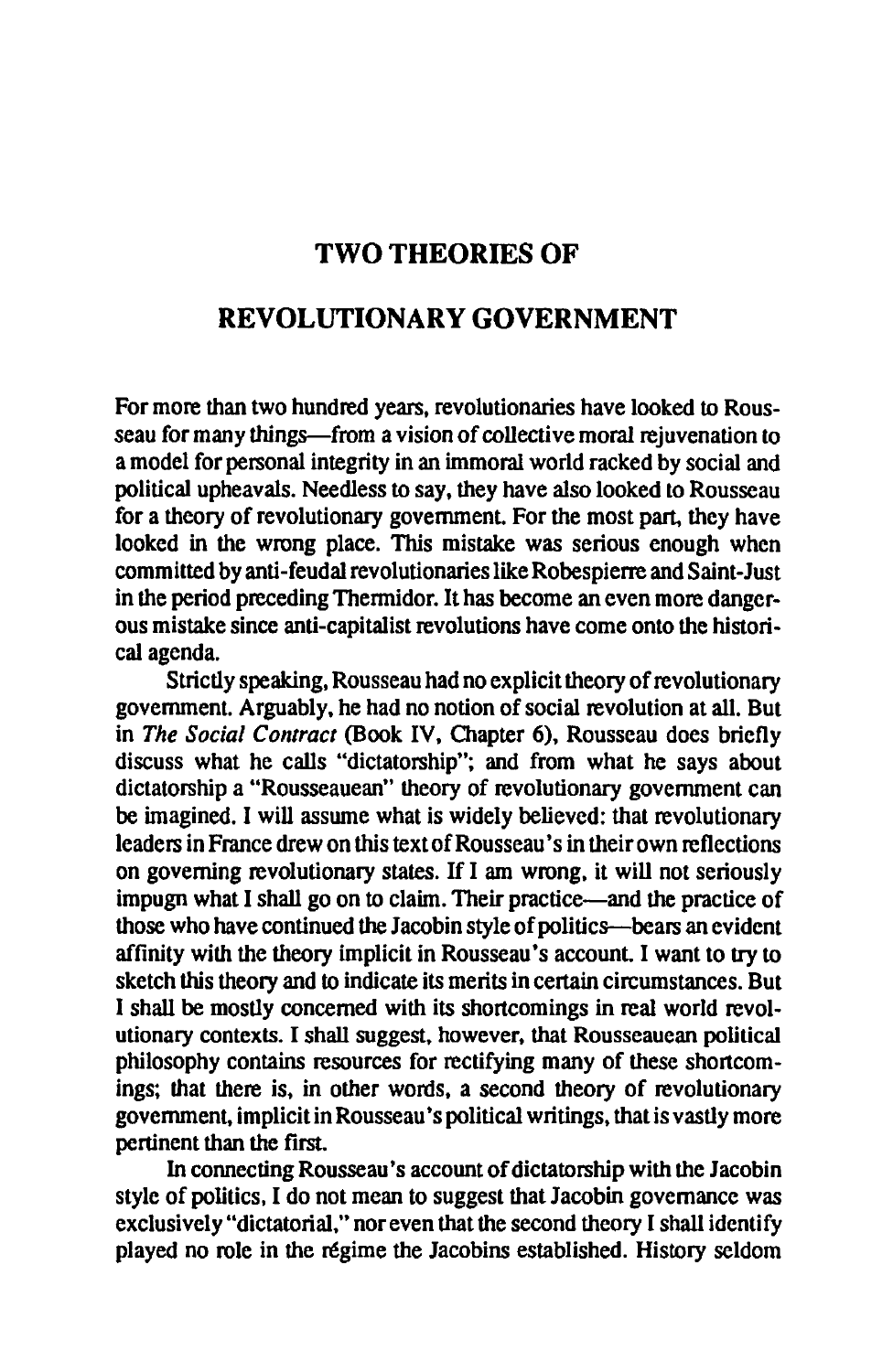# TWO THEORIES OF REVOLUTIONARY GOVERNMENT

For more than two hundred years, revolutionaries have looked to Rousseau for many things—from a vision of collective moral rejuvenation to a model for personal integrity in an immoral world racked by social and political upheavals. Needless to say, they have also looked to Rousseau for a theory of revolutionary government. For the most part, they have looked in the wrong place. This mistake was serious enough when committed by anti-feudal revolutionaries like Robespierre and Saint-Just in the period preceding Thermidor. It has become an even more dangerous mistake since anti-capitalist revolutions have come onto the historical agenda.

Strictly speaking, Rousseau had no explicit theory of revolutionary government. Arguably, he had no notion of social revolution at all. But in *The Social Contract* (Book IV, Chapter 6), Rousseau does briefly discuss what he calls "dictatorship"; and from what he says about dictatorship a "Rousseauean" theory of revolutionary government can be imagined. I will assume what is widely believed: that revolutionary leaders in France drew on this text of Rousseau's in their own reflections on governing revolutionary states. If I am wrong, it will not seriously impugn what I shall go on to claim. Their practice—and the practice of those who have continued the Jacobin style of politics—bears an evident affinity with the theory implicit in Rousseau's account. I want to try to sketch this theory and to indicate its merits in certain circumstances. But I shall be mostly concerned with its shortcomings in real world revolutionary contexts. I shall suggest, however, that Rousseauean political philosophy contains resources for rectifying many of these shortcomings; that there is, in other words, a second theory of revolutionary government, implicit in Rousseau's political writings, that is vastly more pertinent than the first.

In connecting Rousseau's account of dictatorship with the Jacobin style of politics, I do not mean to suggest that Jacobin governance was exclusively "dictatorial," nor even that the second theory I shall identify played no role in the régime the Jacobins established. History seldom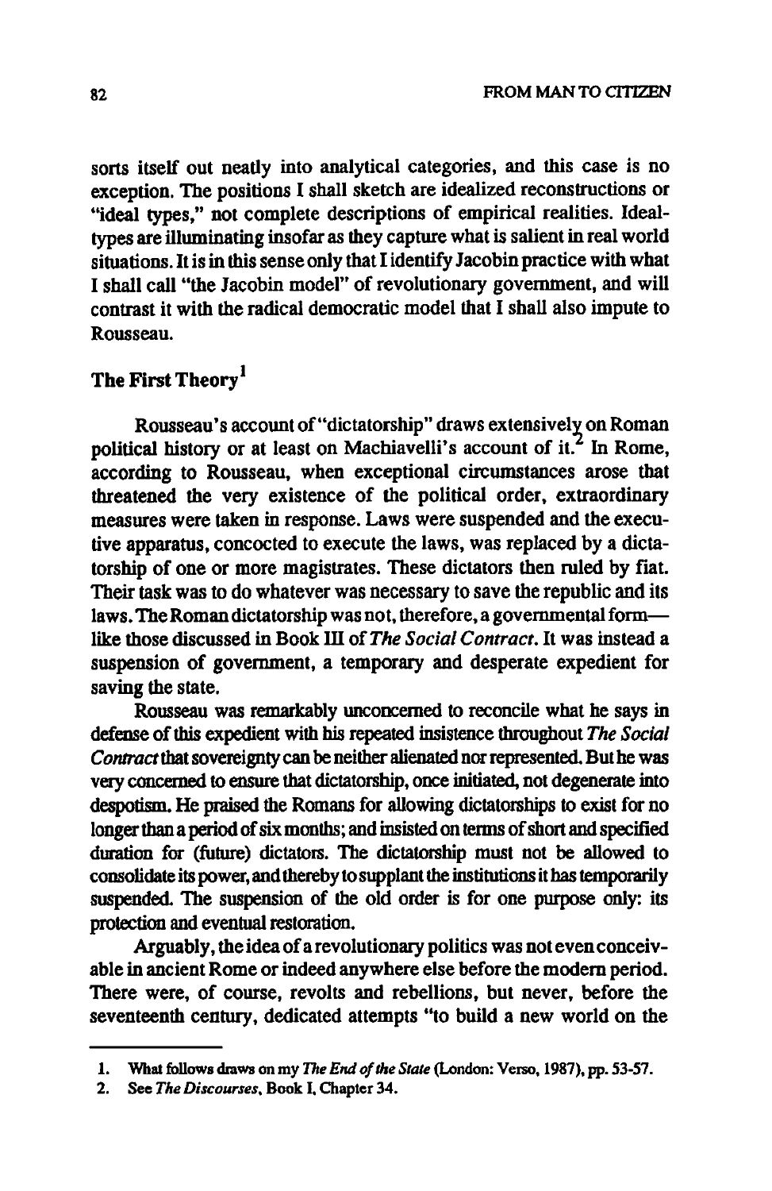sorts itself out neatly into analytical categories, and this case is no exception. The positions I shall sketch are idealized reconstructions or "ideal types," not complete descriptions of empirical realities. Ideal-types are illuminating insofar as they capture what is salient in real world situations. It is in this sense only that I identify Jacobin practice with what I shall call "the Jacobin model" of revolutionary government, and will contrast it with the radical democratic model that I shall also impute to Rousseau.

## The First Theory[1]

Rousseau's account of "dictatorship" draws extensively on Roman political history or at least on Machiavelli's account of it.[2] In Rome, according to Rousseau, when exceptional circumstances arose that threatened the very existence of the political order, extraordinary measures were taken in response. Laws were suspended and the executive apparatus, concocted to execute the laws, was replaced by a dictatorship of one or more magistrates. These dictators then ruled by fiat. Their task was to do whatever was necessary to save the republic and its laws. The Roman dictatorship was not, therefore, a governmental form—like those discussed in Book III of *The Social Contract*. It was instead a suspension of government, a temporary and desperate expedient for saving the state.

Rousseau was remarkably unconcerned to reconcile what he says in defense of this expedient with his repeated insistence throughout *The Social Contract* that sovereignty can be neither alienated nor represented. But he was very concerned to ensure that dictatorship, once initiated, not degenerate into despotism. He praised the Romans for allowing dictatorships to exist for no longer than a period of six months; and insisted on terms of short and specified duration for (future) dictators. The dictatorship must not be allowed to consolidate its power, and thereby to supplant the institutions it has temporarily suspended. The suspension of the old order is for one purpose only: its protection and eventual restoration.

Arguably, the idea of a revolutionary politics was not even conceivable in ancient Rome or indeed anywhere else before the modern period. There were, of course, revolts and rebellions, but never, before the seventeenth century, dedicated attempts "to build a new world on the

1. What follows draws on my *The End of the State* (London: Verso, 1987), pp. 53-57.
2. See *The Discourses*, Book I, Chapter 34.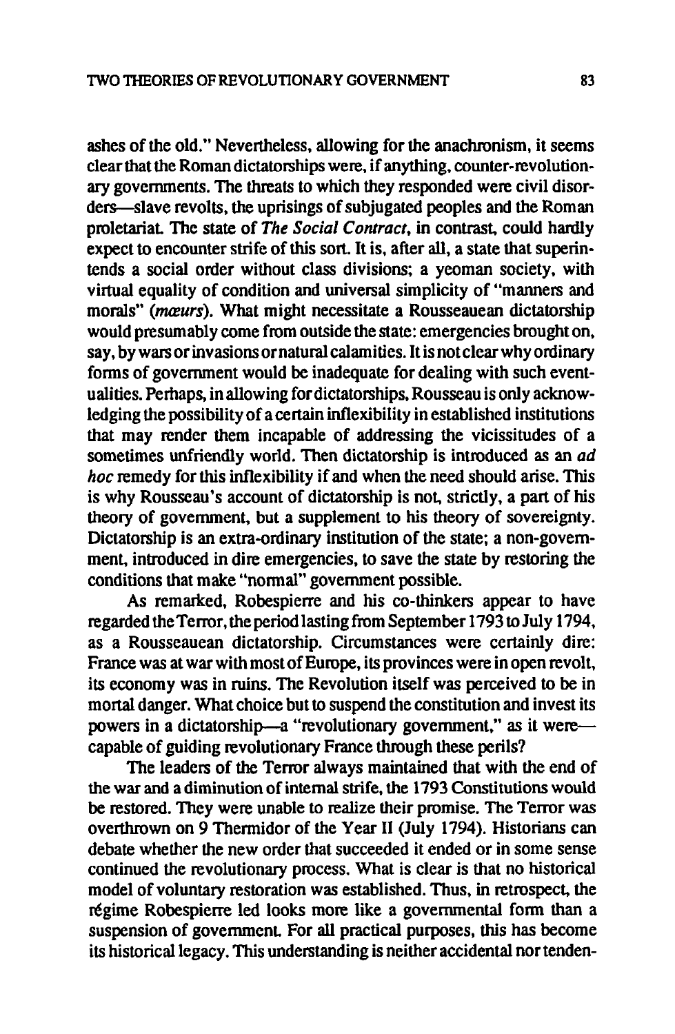ashes of the old." Nevertheless, allowing for the anachronism, it seems clear that the Roman dictatorships were, if anything, counter-revolutionary governments. The threats to which they responded were civil disorders—slave revolts, the uprisings of subjugated peoples and the Roman proletariat. The state of *The Social Contract*, in contrast, could hardly expect to encounter strife of this sort. It is, after all, a state that superintends a social order without class divisions; a yeoman society, with virtual equality of condition and universal simplicity of "manners and morals" (*mœurs*). What might necessitate a Rousseauean dictatorship would presumably come from outside the state: emergencies brought on, say, by wars or invasions or natural calamities. It is not clear why ordinary forms of government would be inadequate for dealing with such eventualities. Perhaps, in allowing for dictatorships, Rousseau is only acknowledging the possibility of a certain inflexibility in established institutions that may render them incapable of addressing the vicissitudes of a sometimes unfriendly world. Then dictatorship is introduced as an *ad hoc* remedy for this inflexibility if and when the need should arise. This is why Rousseau's account of dictatorship is not, strictly, a part of his theory of government, but a supplement to his theory of sovereignty. Dictatorship is an extra-ordinary institution of the state; a non-government, introduced in dire emergencies, to save the state by restoring the conditions that make "normal" government possible.

As remarked, Robespierre and his co-thinkers appear to have regarded the Terror, the period lasting from September 1793 to July 1794, as a Rousseauean dictatorship. Circumstances were certainly dire: France was at war with most of Europe, its provinces were in open revolt, its economy was in ruins. The Revolution itself was perceived to be in mortal danger. What choice but to suspend the constitution and invest its powers in a dictatorship—a "revolutionary government," as it were—capable of guiding revolutionary France through these perils?

The leaders of the Terror always maintained that with the end of the war and a diminution of internal strife, the 1793 Constitutions would be restored. They were unable to realize their promise. The Terror was overthrown on 9 Thermidor of the Year II (July 1794). Historians can debate whether the new order that succeeded it ended or in some sense continued the revolutionary process. What is clear is that no historical model of voluntary restoration was established. Thus, in retrospect, the régime Robespierre led looks more like a governmental form than a suspension of government. For all practical purposes, this has become its historical legacy. This understanding is neither accidental nor tenden-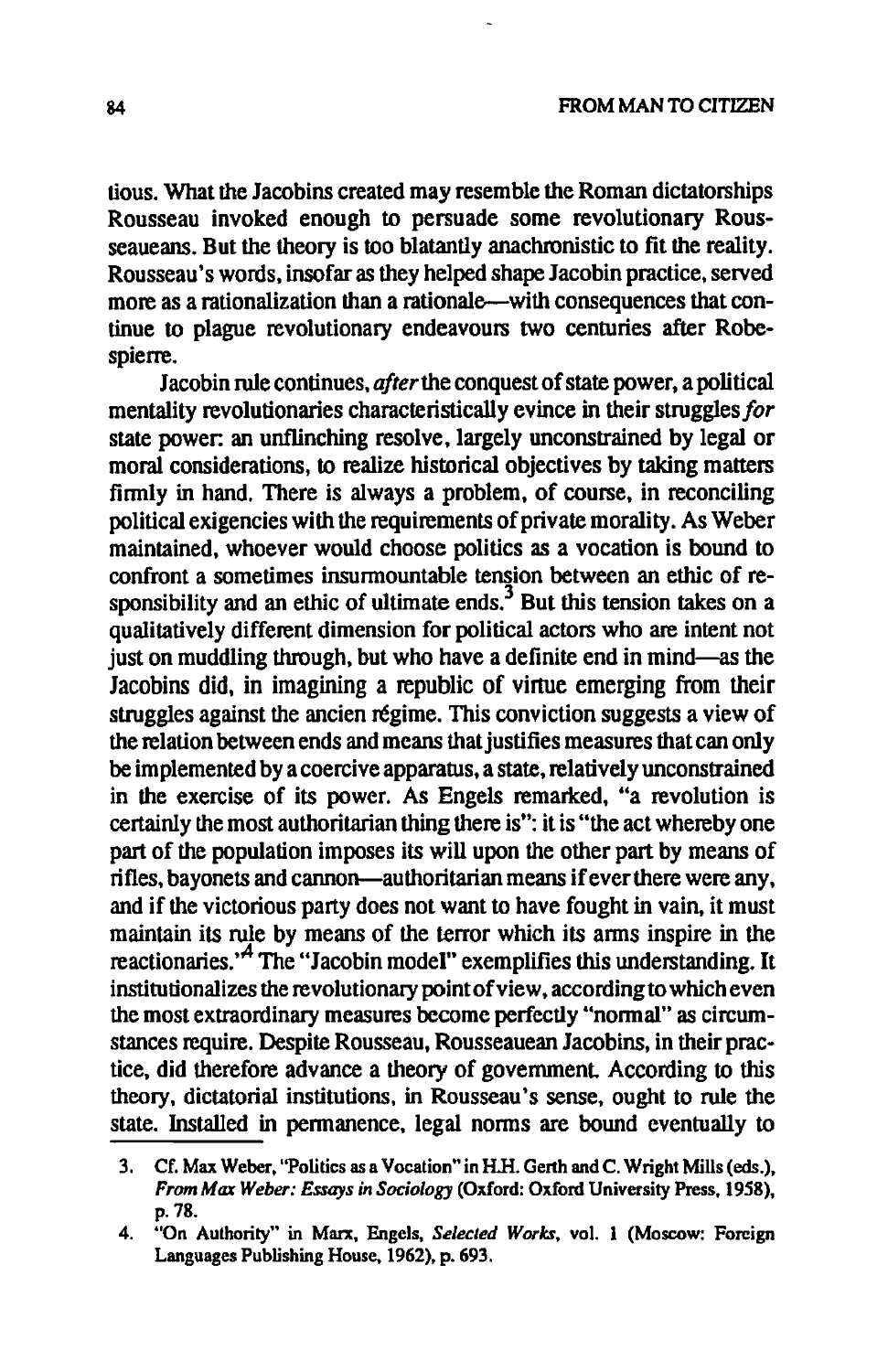tious. What the Jacobins created may resemble the Roman dictatorships Rousseau invoked enough to persuade some revolutionary Rousseaueans. But the theory is too blatantly anachronistic to fit the reality. Rousseau's words, insofar as they helped shape Jacobin practice, served more as a rationalization than a rationale—with consequences that continue to plague revolutionary endeavours two centuries after Robespierre.

Jacobin rule continues, *after* the conquest of state power, a political mentality revolutionaries characteristically evince in their struggles *for* state power: an unflinching resolve, largely unconstrained by legal or moral considerations, to realize historical objectives by taking matters firmly in hand. There is always a problem, of course, in reconciling political exigencies with the requirements of private morality. As Weber maintained, whoever would choose politics as a vocation is bound to confront a sometimes insurmountable tension between an ethic of responsibility and an ethic of ultimate ends.[3] But this tension takes on a qualitatively different dimension for political actors who are intent not just on muddling through, but who have a definite end in mind—as the Jacobins did, in imagining a republic of virtue emerging from their struggles against the ancien régime. This conviction suggests a view of the relation between ends and means that justifies measures that can only be implemented by a coercive apparatus, a state, relatively unconstrained in the exercise of its power. As Engels remarked, "a revolution is certainly the most authoritarian thing there is": it is "the act whereby one part of the population imposes its will upon the other part by means of rifles, bayonets and cannon—authoritarian means if ever there were any, and if the victorious party does not want to have fought in vain, it must maintain its rule by means of the terror which its arms inspire in the reactionaries."[4] The "Jacobin model" exemplifies this understanding. It institutionalizes the revolutionary point of view, according to which even the most extraordinary measures become perfectly "normal" as circumstances require. Despite Rousseau, Rousseauean Jacobins, in their practice, did therefore advance a theory of government. According to this theory, dictatorial institutions, in Rousseau's sense, ought to rule the state. Installed in permanence, legal norms are bound eventually to

3. Cf. Max Weber, "Politics as a Vocation" in H.H. Gerth and C. Wright Mills (eds.), *From Max Weber: Essays in Sociology* (Oxford: Oxford University Press, 1958), p. 78.
4. "On Authority" in Marx, Engels, *Selected Works*, vol. 1 (Moscow: Foreign Languages Publishing House, 1962), p. 693.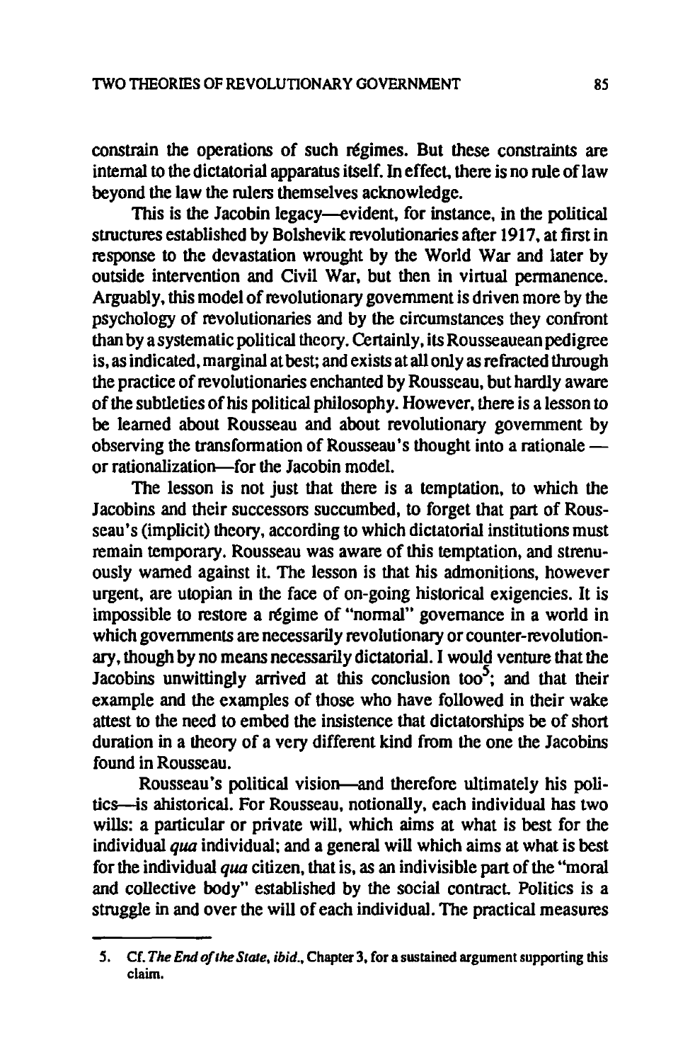constrain the operations of such régimes. But these constraints are internal to the dictatorial apparatus itself. In effect, there is no rule of law beyond the law the rulers themselves acknowledge.

This is the Jacobin legacy—evident, for instance, in the political structures established by Bolshevik revolutionaries after 1917, at first in response to the devastation wrought by the World War and later by outside intervention and Civil War, but then in virtual permanence. Arguably, this model of revolutionary government is driven more by the psychology of revolutionaries and by the circumstances they confront than by a systematic political theory. Certainly, its Rousseauean pedigree is, as indicated, marginal at best; and exists at all only as refracted through the practice of revolutionaries enchanted by Rousseau, but hardly aware of the subtleties of his political philosophy. However, there is a lesson to be learned about Rousseau and about revolutionary government by observing the transformation of Rousseau's thought into a rationale — or rationalization—for the Jacobin model.

The lesson is not just that there is a temptation, to which the Jacobins and their successors succumbed, to forget that part of Rousseau's (implicit) theory, according to which dictatorial institutions must remain temporary. Rousseau was aware of this temptation, and strenuously warned against it. The lesson is that his admonitions, however urgent, are utopian in the face of on-going historical exigencies. It is impossible to restore a régime of "normal" governance in a world in which governments are necessarily revolutionary or counter-revolutionary, though by no means necessarily dictatorial. I would venture that the Jacobins unwittingly arrived at this conclusion too[5]; and that their example and the examples of those who have followed in their wake attest to the need to embed the insistence that dictatorships be of short duration in a theory of a very different kind from the one the Jacobins found in Rousseau.

Rousseau's political vision—and therefore ultimately his politics—is ahistorical. For Rousseau, notionally, each individual has two wills: a particular or private will, which aims at what is best for the individual *qua* individual; and a general will which aims at what is best for the individual *qua* citizen, that is, as an indivisible part of the "moral and collective body" established by the social contract. Politics is a struggle in and over the will of each individual. The practical measures

---

5. Cf. *The End of the State*, *ibid.*, Chapter 3, for a sustained argument supporting this claim.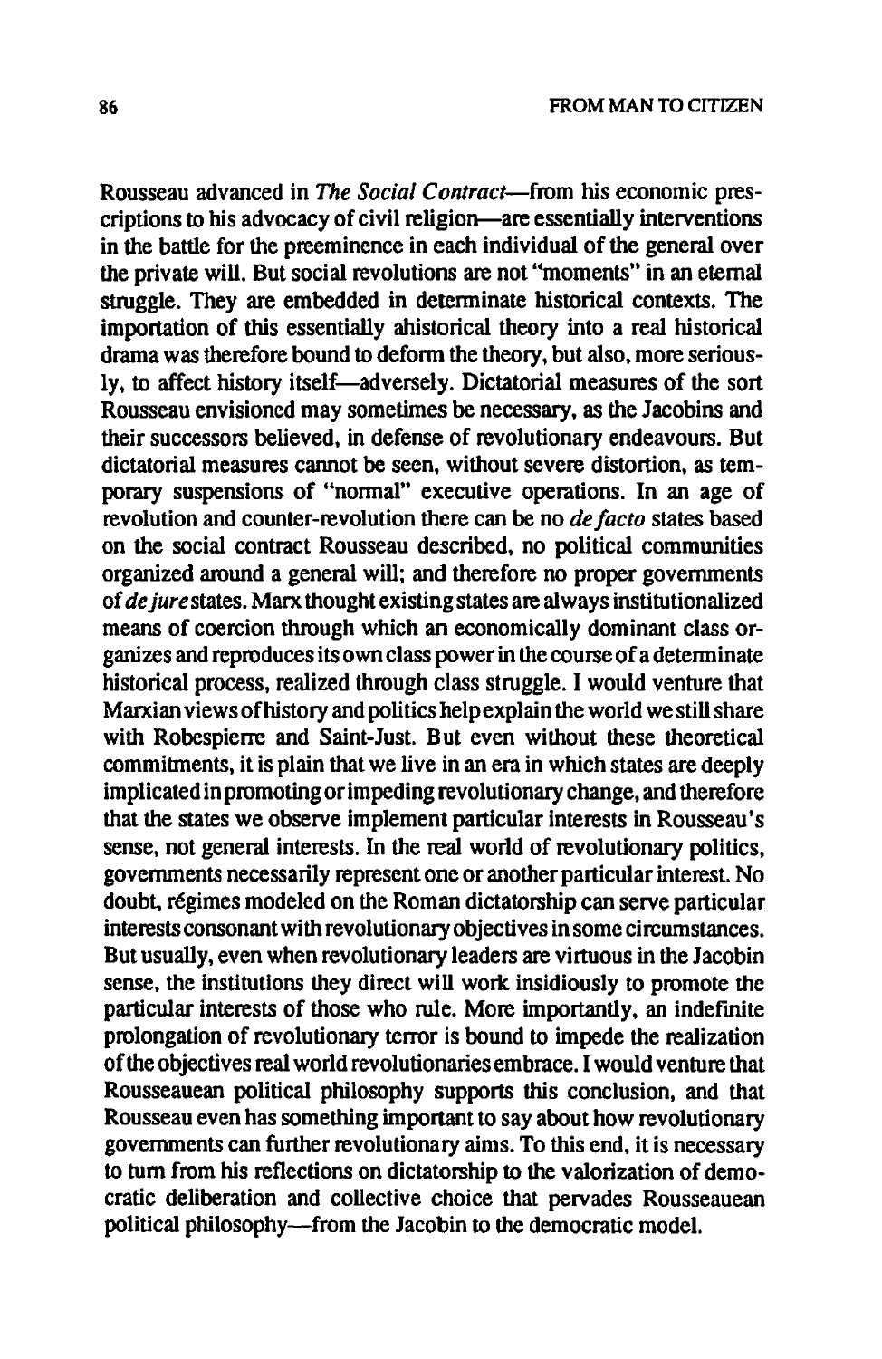Rousseau advanced in *The Social Contract*—from his economic prescriptions to his advocacy of civil religion—are essentially interventions in the battle for the preeminence in each individual of the general over the private will. But social revolutions are not "moments" in an eternal struggle. They are embedded in determinate historical contexts. The importation of this essentially ahistorical theory into a real historical drama was therefore bound to deform the theory, but also, more seriously, to affect history itself—adversely. Dictatorial measures of the sort Rousseau envisioned may sometimes be necessary, as the Jacobins and their successors believed, in defense of revolutionary endeavours. But dictatorial measures cannot be seen, without severe distortion, as temporary suspensions of "normal" executive operations. In an age of revolution and counter-revolution there can be no *de facto* states based on the social contract Rousseau described, no political communities organized around a general will; and therefore no proper governments of *de jure* states. Marx thought existing states are always institutionalized means of coercion through which an economically dominant class organizes and reproduces its own class power in the course of a determinate historical process, realized through class struggle. I would venture that Marxian views of history and politics help explain the world we still share with Robespierre and Saint-Just. But even without these theoretical commitments, it is plain that we live in an era in which states are deeply implicated in promoting or impeding revolutionary change, and therefore that the states we observe implement particular interests in Rousseau's sense, not general interests. In the real world of revolutionary politics, governments necessarily represent one or another particular interest. No doubt, régimes modeled on the Roman dictatorship can serve particular interests consonant with revolutionary objectives in some circumstances. But usually, even when revolutionary leaders are virtuous in the Jacobin sense, the institutions they direct will work insidiously to promote the particular interests of those who rule. More importantly, an indefinite prolongation of revolutionary terror is bound to impede the realization of the objectives real world revolutionaries embrace. I would venture that Rousseauean political philosophy supports this conclusion, and that Rousseau even has something important to say about how revolutionary governments can further revolutionary aims. To this end, it is necessary to turn from his reflections on dictatorship to the valorization of democratic deliberation and collective choice that pervades Rousseauean political philosophy—from the Jacobin to the democratic model.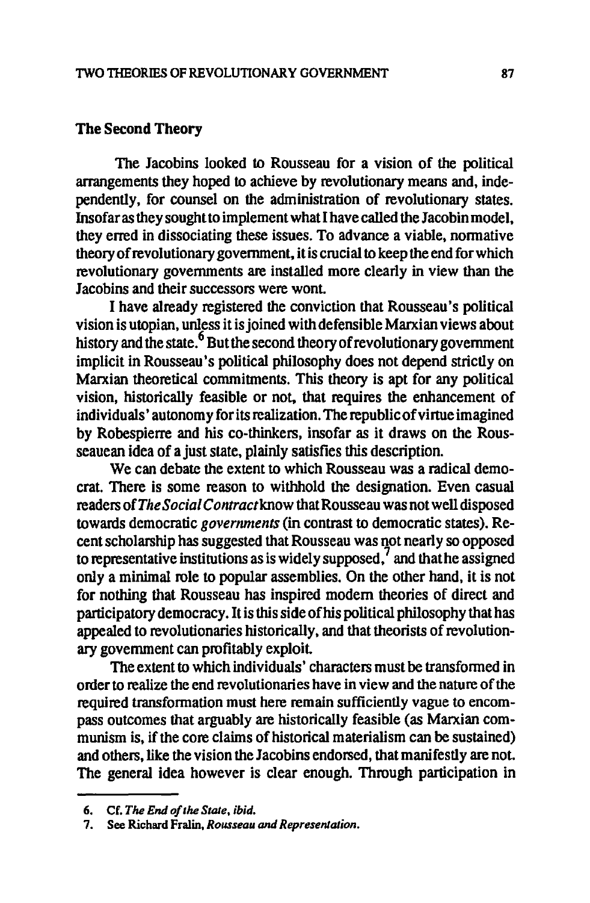## The Second Theory

The Jacobins looked to Rousseau for a vision of the political arrangements they hoped to achieve by revolutionary means and, independently, for counsel on the administration of revolutionary states. Insofar as they sought to implement what I have called the Jacobin model, they erred in dissociating these issues. To advance a viable, normative theory of revolutionary government, it is crucial to keep the end for which revolutionary governments are installed more clearly in view than the Jacobins and their successors were wont.

I have already registered the conviction that Rousseau's political vision is utopian, unless it is joined with defensible Marxian views about history and the state.[6] But the second theory of revolutionary government implicit in Rousseau's political philosophy does not depend strictly on Marxian theoretical commitments. This theory is apt for any political vision, historically feasible or not, that requires the enhancement of individuals' autonomy for its realization. The republic of virtue imagined by Robespierre and his co-thinkers, insofar as it draws on the Rousseauean idea of a just state, plainly satisfies this description.

We can debate the extent to which Rousseau was a radical democrat. There is some reason to withhold the designation. Even casual readers of *The Social Contract* know that Rousseau was not well disposed towards democratic *governments* (in contrast to democratic states). Recent scholarship has suggested that Rousseau was not nearly so opposed to representative institutions as is widely supposed,[7] and that he assigned only a minimal role to popular assemblies. On the other hand, it is not for nothing that Rousseau has inspired modern theories of direct and participatory democracy. It is this side of his political philosophy that has appealed to revolutionaries historically, and that theorists of revolutionary government can profitably exploit.

The extent to which individuals' characters must be transformed in order to realize the end revolutionaries have in view and the nature of the required transformation must here remain sufficiently vague to encompass outcomes that arguably are historically feasible (as Marxian communism is, if the core claims of historical materialism can be sustained) and others, like the vision the Jacobins endorsed, that manifestly are not. The general idea however is clear enough. Through participation in

---

6. Cf. *The End of the State*, *ibid.*
7. See Richard Fralin, *Rousseau and Representation*.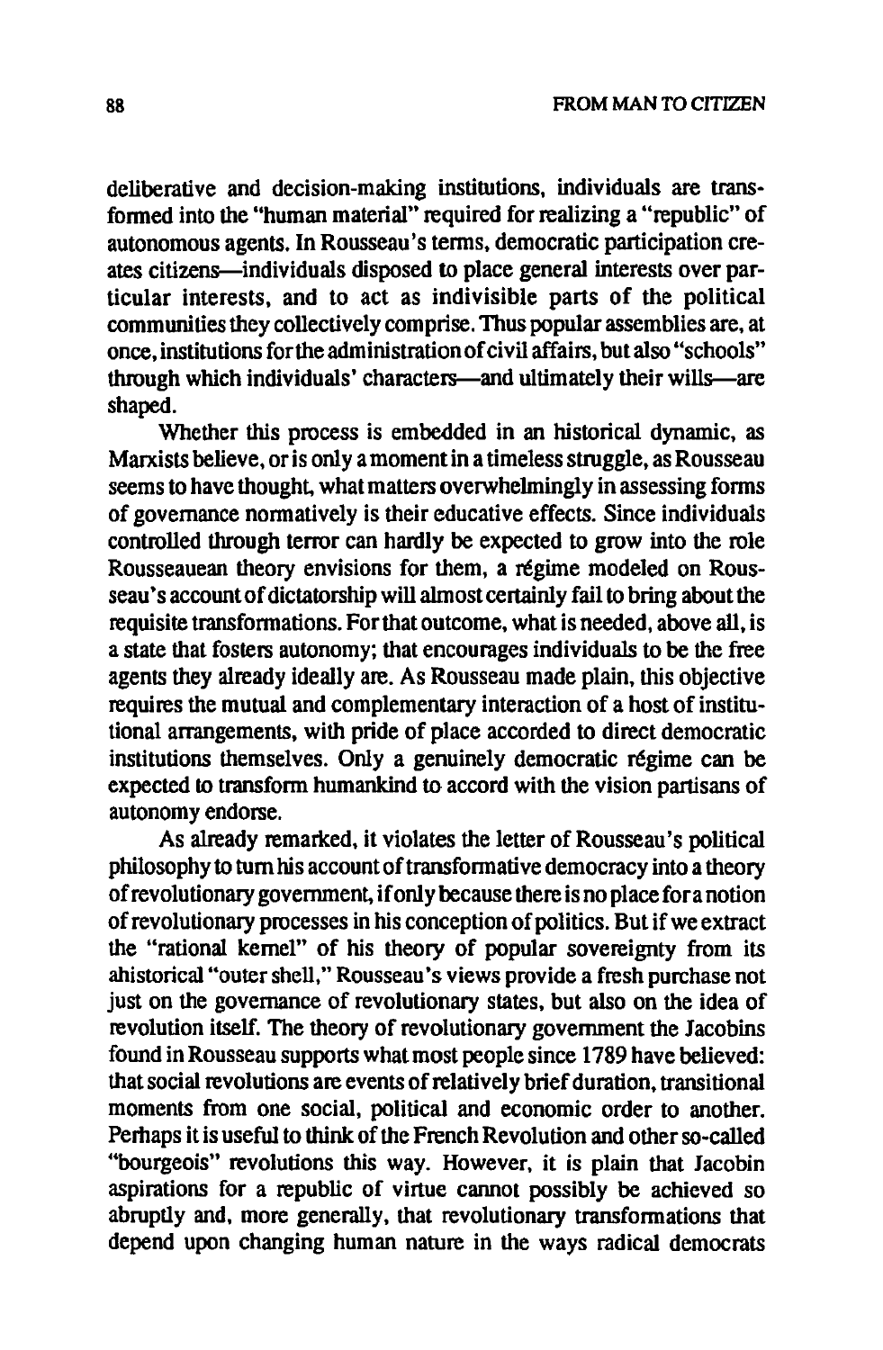deliberative and decision-making institutions, individuals are transformed into the "human material" required for realizing a "republic" of autonomous agents. In Rousseau's terms, democratic participation creates citizens—individuals disposed to place general interests over particular interests, and to act as indivisible parts of the political communities they collectively comprise. Thus popular assemblies are, at once, institutions for the administration of civil affairs, but also "schools" through which individuals' characters—and ultimately their wills—are shaped.

Whether this process is embedded in an historical dynamic, as Marxists believe, or is only a moment in a timeless struggle, as Rousseau seems to have thought, what matters overwhelmingly in assessing forms of governance normatively is their educative effects. Since individuals controlled through terror can hardly be expected to grow into the role Rousseauean theory envisions for them, a régime modeled on Rousseau's account of dictatorship will almost certainly fail to bring about the requisite transformations. For that outcome, what is needed, above all, is a state that fosters autonomy; that encourages individuals to be the free agents they already ideally are. As Rousseau made plain, this objective requires the mutual and complementary interaction of a host of institutional arrangements, with pride of place accorded to direct democratic institutions themselves. Only a genuinely democratic régime can be expected to transform humankind to accord with the vision partisans of autonomy endorse.

As already remarked, it violates the letter of Rousseau's political philosophy to turn his account of transformative democracy into a theory of revolutionary government, if only because there is no place for a notion of revolutionary processes in his conception of politics. But if we extract the "rational kernel" of his theory of popular sovereignty from its ahistorical "outer shell," Rousseau's views provide a fresh purchase not just on the governance of revolutionary states, but also on the idea of revolution itself. The theory of revolutionary government the Jacobins found in Rousseau supports what most people since 1789 have believed: that social revolutions are events of relatively brief duration, transitional moments from one social, political and economic order to another. Perhaps it is useful to think of the French Revolution and other so-called "bourgeois" revolutions this way. However, it is plain that Jacobin aspirations for a republic of virtue cannot possibly be achieved so abruptly and, more generally, that revolutionary transformations that depend upon changing human nature in the ways radical democrats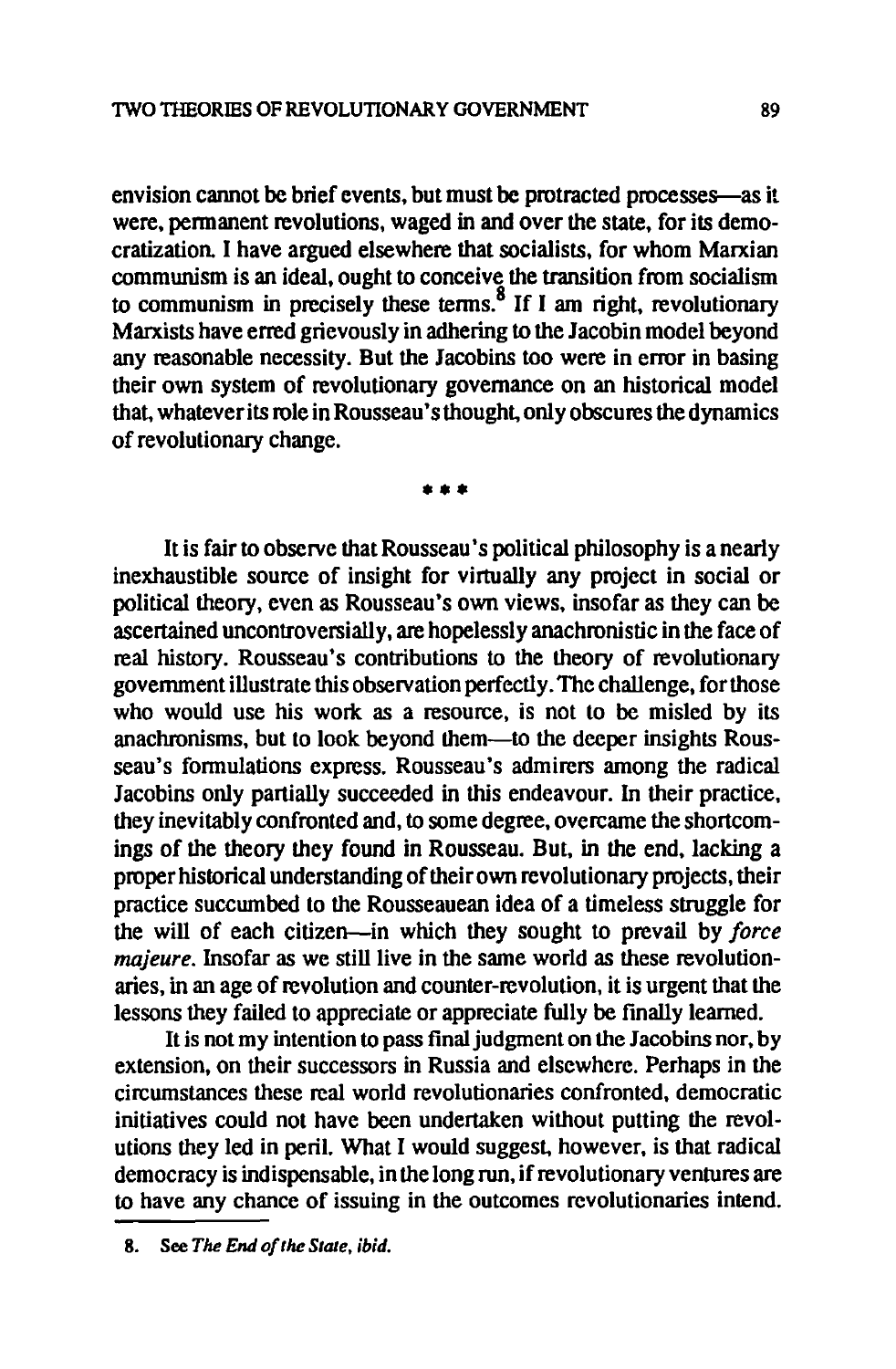envision cannot be brief events, but must be protracted processes—as it were, permanent revolutions, waged in and over the state, for its democratization. I have argued elsewhere that socialists, for whom Marxian communism is an ideal, ought to conceive the transition from socialism to communism in precisely these terms.[8] If I am right, revolutionary Marxists have erred grievously in adhering to the Jacobin model beyond any reasonable necessity. But the Jacobins too were in error in basing their own system of revolutionary governance on an historical model that, whatever its role in Rousseau's thought, only obscures the dynamics of revolutionary change.

\* \* \*

It is fair to observe that Rousseau's political philosophy is a nearly inexhaustible source of insight for virtually any project in social or political theory, even as Rousseau's own views, insofar as they can be ascertained uncontroversially, are hopelessly anachronistic in the face of real history. Rousseau's contributions to the theory of revolutionary government illustrate this observation perfectly. The challenge, for those who would use his work as a resource, is not to be misled by its anachronisms, but to look beyond them—to the deeper insights Rousseau's formulations express. Rousseau's admirers among the radical Jacobins only partially succeeded in this endeavour. In their practice, they inevitably confronted and, to some degree, overcame the shortcomings of the theory they found in Rousseau. But, in the end, lacking a proper historical understanding of their own revolutionary projects, their practice succumbed to the Rousseauean idea of a timeless struggle for the will of each citizen—in which they sought to prevail by *force majeure*. Insofar as we still live in the same world as these revolutionaries, in an age of revolution and counter-revolution, it is urgent that the lessons they failed to appreciate or appreciate fully be finally learned.

It is not my intention to pass final judgment on the Jacobins nor, by extension, on their successors in Russia and elsewhere. Perhaps in the circumstances these real world revolutionaries confronted, democratic initiatives could not have been undertaken without putting the revolutions they led in peril. What I would suggest, however, is that radical democracy is indispensable, in the long run, if revolutionary ventures are to have any chance of issuing in the outcomes revolutionaries intend.

8. See *The End of the State, ibid.*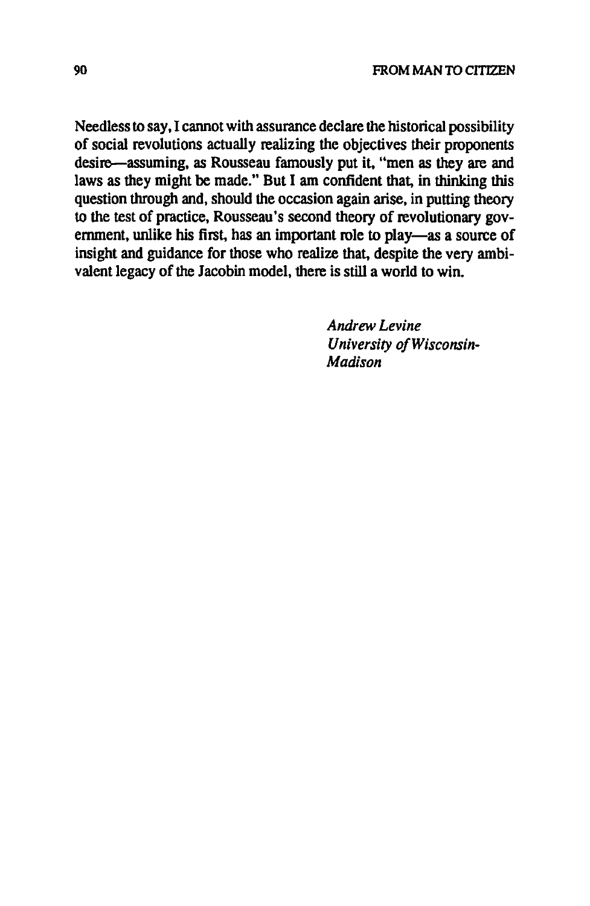Needless to say, I cannot with assurance declare the historical possibility of social revolutions actually realizing the objectives their proponents desire—assuming, as Rousseau famously put it, "men as they are and laws as they might be made." But I am confident that, in thinking this question through and, should the occasion again arise, in putting theory to the test of practice, Rousseau's second theory of revolutionary government, unlike his first, has an important role to play—as a source of insight and guidance for those who realize that, despite the very ambivalent legacy of the Jacobin model, there is still a world to win.

*Andrew Levine*
*University of Wisconsin-Madison*